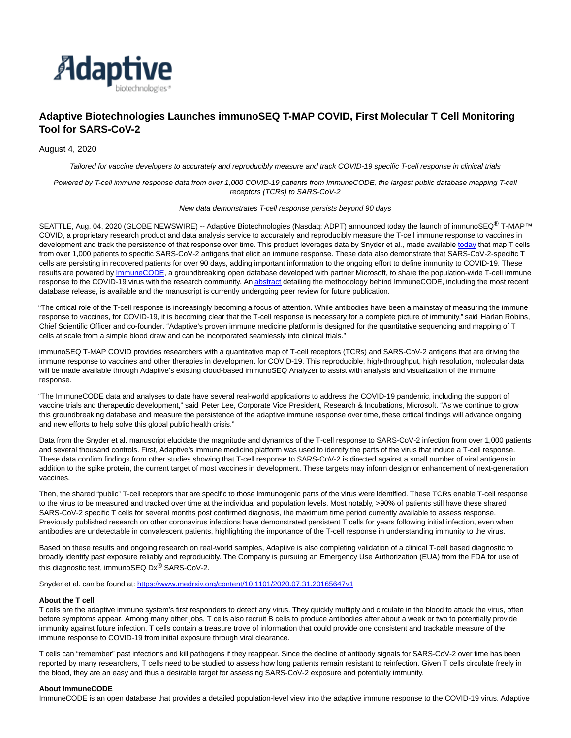# Adaptive Biotechnologies Launches immunoSEQ T-MAP COVID, First Molecular T Cell Monitoring Tool for SARS-CoV-2

August 4, 2020

*Tailored for vaccine developers to accurately and reproducibly measure and track COVID-19 specific T-cell response in clinical trials*

*Powered by T-cell immune response data from over 1,000 COVID-19 patients from ImmuneCODE, the largest public database mapping T-cell receptors (TCRs) to SARS-CoV-2*

*New data demonstrates T-cell response persists beyond 90 days*

SEATTLE, Aug. 04, 2020 (GLOBE NEWSWIRE) -- Adaptive Biotechnologies (Nasdaq: ADPT) announced today the launch of immunoSEQ® T-MAP™ COVID, a proprietary research product and data analysis service to accurately and reproducibly measure the T-cell immune response to vaccines in development and track the persistence of that response over time. This product leverages data by Snyder et al., made available today that map T cells from over 1,000 patients to specific SARS-CoV-2 antigens that elicit an immune response. These data also demonstrate that SARS-CoV-2-specific T cells are persisting in recovered patients for over 90 days, adding important information to the ongoing effort to define immunity to COVID-19. These results are powered by ImmuneCODE, a groundbreaking open database developed with partner Microsoft, to share the population-wide T-cell immune response to the COVID-19 virus with the research community. An abstract detailing the methodology behind ImmuneCODE, including the most recent database release, is available and the manuscript is currently undergoing peer review for future publication.

"The critical role of the T-cell response is increasingly becoming a focus of attention. While antibodies have been a mainstay of measuring the immune response to vaccines, for COVID-19, it is becoming clear that the T-cell response is necessary for a complete picture of immunity," said Harlan Robins, Chief Scientific Officer and co-founder. "Adaptive's proven immune medicine platform is designed for the quantitative sequencing and mapping of T cells at scale from a simple blood draw and can be incorporated seamlessly into clinical trials."

immunoSEQ T-MAP COVID provides researchers with a quantitative map of T-cell receptors (TCRs) and SARS-CoV-2 antigens that are driving the immune response to vaccines and other therapies in development for COVID-19. This reproducible, high-throughput, high resolution, molecular data will be made available through Adaptive's existing cloud-based immunoSEQ Analyzer to assist with analysis and visualization of the immune response.

"The ImmuneCODE data and analyses to date have several real-world applications to address the COVID-19 pandemic, including the support of vaccine trials and therapeutic development," said Peter Lee, Corporate Vice President, Research & Incubations, Microsoft. "As we continue to grow this groundbreaking database and measure the persistence of the adaptive immune response over time, these critical findings will advance ongoing and new efforts to help solve this global public health crisis."

Data from the Snyder et al. manuscript elucidate the magnitude and dynamics of the T-cell response to SARS-CoV-2 infection from over 1,000 patients and several thousand controls. First, Adaptive's immune medicine platform was used to identify the parts of the virus that induce a T-cell response. These data confirm findings from other studies showing that T-cell response to SARS-CoV-2 is directed against a small number of viral antigens in addition to the spike protein, the current target of most vaccines in development. These targets may inform design or enhancement of next-generation vaccines.

Then, the shared "public" T-cell receptors that are specific to those immunogenic parts of the virus were identified. These TCRs enable T-cell response to the virus to be measured and tracked over time at the individual and population levels. Most notably, >90% of patients still have these shared SARS-CoV-2 specific T cells for several months post confirmed diagnosis, the maximum time period currently available to assess response. Previously published research on other coronavirus infections have demonstrated persistent T cells for years following initial infection, even when antibodies are undetectable in convalescent patients, highlighting the importance of the T-cell response in understanding immunity to the virus.

Based on these results and ongoing research on real-world samples, Adaptive is also completing validation of a clinical T-cell based diagnostic to broadly identify past exposure reliably and reproducibly. The Company is pursuing an Emergency Use Authorization (EUA) from the FDA for use of this diagnostic test, immunoSEQ Dx® SARS-CoV-2.

Snyder et al. can be found at: https://www.medrxiv.org/content/10.1101/2020.07.31.20165647v1

**About the T cell**

T cells are the adaptive immune system's first responders to detect any virus. They quickly multiply and circulate in the blood to attack the virus, often before symptoms appear. Among many other jobs, T cells also recruit B cells to produce antibodies after about a week or two to potentially provide immunity against future infection. T cells contain a treasure trove of information that could provide one consistent and trackable measure of the immune response to COVID-19 from initial exposure through viral clearance.

T cells can "remember" past infections and kill pathogens if they reappear. Since the decline of antibody signals for SARS-CoV-2 over time has been reported by many researchers, T cells need to be studied to assess how long patients remain resistant to reinfection. Given T cells circulate freely in the blood, they are an easy and thus a desirable target for assessing SARS-CoV-2 exposure and potentially immunity.

**About ImmuneCODE**

ImmuneCODE is an open database that provides a detailed population-level view into the adaptive immune response to the COVID-19 virus. Adaptive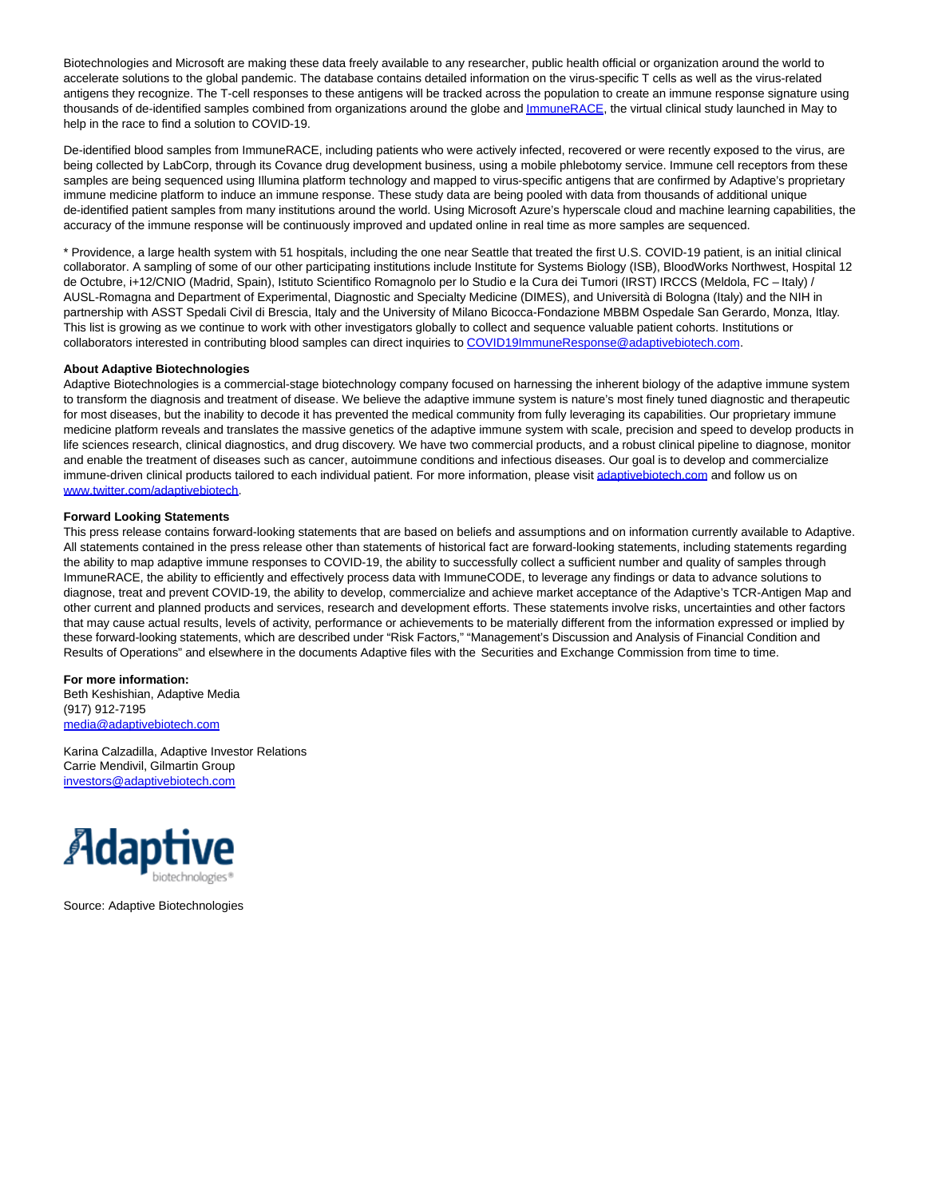Biotechnologies and Microsoft are making these data freely available to any researcher, public health official or organization around the world to accelerate solutions to the global pandemic. The database contains detailed information on the virus-specific T cells as well as the virus-related antigens they recognize. The T-cell responses to these antigens will be tracked across the population to create an immune response signature using thousands of de-identified samples combined from organizations around the globe and ImmuneRACE, the virtual clinical study launched in May to help in the race to find a solution to COVID-19.

De-identified blood samples from ImmuneRACE, including patients who were actively infected, recovered or were recently exposed to the virus, are being collected by LabCorp, through its Covance drug development business, using a mobile phlebotomy service. Immune cell receptors from these samples are being sequenced using Illumina platform technology and mapped to virus-specific antigens that are confirmed by Adaptive's proprietary immune medicine platform to induce an immune response. These study data are being pooled with data from thousands of additional unique de-identified patient samples from many institutions around the world. Using Microsoft Azure's hyperscale cloud and machine learning capabilities, the accuracy of the immune response will be continuously improved and updated online in real time as more samples are sequenced.

* Providence, a large health system with 51 hospitals, including the one near Seattle that treated the first U.S. COVID-19 patient, is an initial clinical collaborator. A sampling of some of our other participating institutions include Institute for Systems Biology (ISB), BloodWorks Northwest, Hospital 12 de Octubre, i+12/CNIO (Madrid, Spain), Istituto Scientifico Romagnolo per lo Studio e la Cura dei Tumori (IRST) IRCCS (Meldola, FC – Italy) / AUSL-Romagna and Department of Experimental, Diagnostic and Specialty Medicine (DIMES), and Università di Bologna (Italy) and the NIH in partnership with ASST Spedali Civil di Brescia, Italy and the University of Milano Bicocca-Fondazione MBBM Ospedale San Gerardo, Monza, Itlay. This list is growing as we continue to work with other investigators globally to collect and sequence valuable patient cohorts. Institutions or collaborators interested in contributing blood samples can direct inquiries to COVID19ImmuneResponse@adaptivebiotech.com.

**About Adaptive Biotechnologies**

Adaptive Biotechnologies is a commercial-stage biotechnology company focused on harnessing the inherent biology of the adaptive immune system to transform the diagnosis and treatment of disease. We believe the adaptive immune system is nature's most finely tuned diagnostic and therapeutic for most diseases, but the inability to decode it has prevented the medical community from fully leveraging its capabilities. Our proprietary immune medicine platform reveals and translates the massive genetics of the adaptive immune system with scale, precision and speed to develop products in life sciences research, clinical diagnostics, and drug discovery. We have two commercial products, and a robust clinical pipeline to diagnose, monitor and enable the treatment of diseases such as cancer, autoimmune conditions and infectious diseases. Our goal is to develop and commercialize immune-driven clinical products tailored to each individual patient. For more information, please visit adaptivebiotech.com and follow us on www.twitter.com/adaptivebiotech.

**Forward Looking Statements**

This press release contains forward-looking statements that are based on beliefs and assumptions and on information currently available to Adaptive. All statements contained in the press release other than statements of historical fact are forward-looking statements, including statements regarding the ability to map adaptive immune responses to COVID-19, the ability to successfully collect a sufficient number and quality of samples through ImmuneRACE, the ability to efficiently and effectively process data with ImmuneCODE, to leverage any findings or data to advance solutions to diagnose, treat and prevent COVID-19, the ability to develop, commercialize and achieve market acceptance of the Adaptive's TCR-Antigen Map and other current and planned products and services, research and development efforts. These statements involve risks, uncertainties and other factors that may cause actual results, levels of activity, performance or achievements to be materially different from the information expressed or implied by these forward-looking statements, which are described under "Risk Factors," "Management's Discussion and Analysis of Financial Condition and Results of Operations" and elsewhere in the documents Adaptive files with the Securities and Exchange Commission from time to time.

**For more information:**
Beth Keshishian, Adaptive Media
(917) 912-7195
media@adaptivebiotech.com

Karina Calzadilla, Adaptive Investor Relations
Carrie Mendivil, Gilmartin Group
investors@adaptivebiotech.com

Adaptive biotechnologies®

Source: Adaptive Biotechnologies